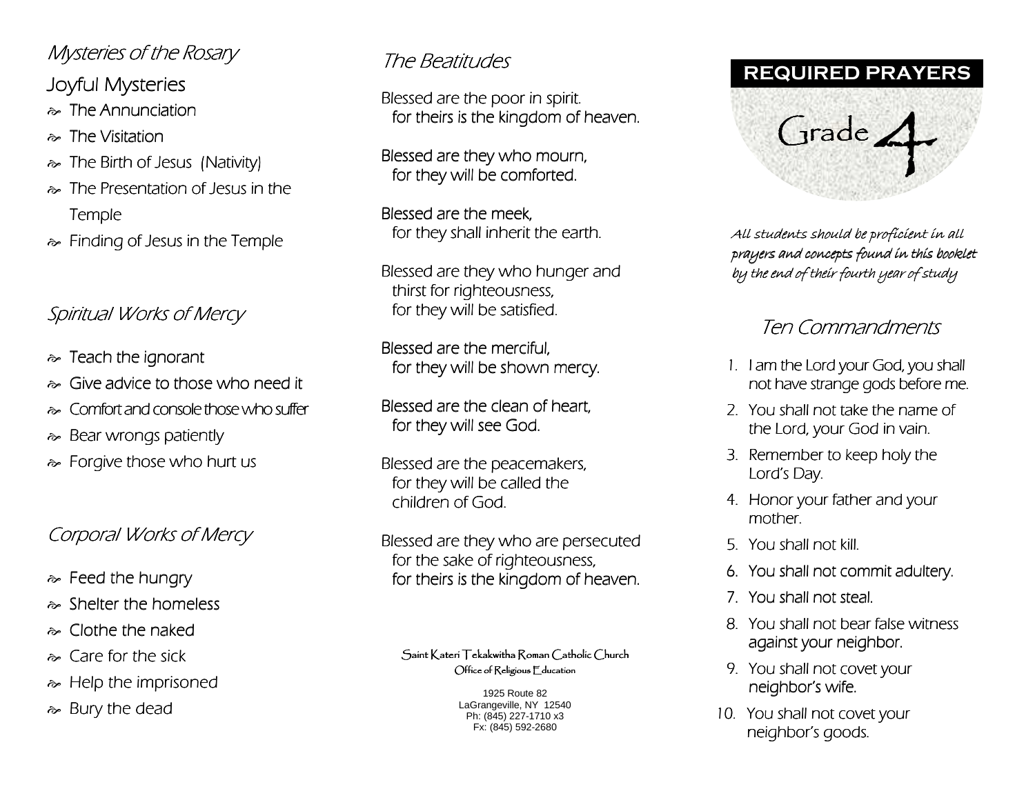## *Mysteries of the Rosary*

### Joyful Mysteries

- The Annunciation
- The Visitation
- The Birth of Jesus (Nativity)
- The Presentation of Jesus in the Temple
- Finding of Jesus in the Temple

## *Spiritual Works of Mercy*

- Teach the ignorant
- Give advice to those who need it
- Comfort and console those who suffer
- Bear wrongs patiently
- Forgive those who hurt us

## *Corporal Works of Mercy*

- Feed the hungry
- Shelter the homeless
- Clothe the naked
- Care for the sick
- Help the imprisoned
- Bury the dead

## *The Beatitudes*

Blessed are the poor in spirit.
for theirs is the kingdom of heaven.

Blessed are they who mourn,
for they will be comforted.

Blessed are the meek,
for they shall inherit the earth.

Blessed are they who hunger and thirst for righteousness,
for they will be satisfied.

Blessed are the merciful,
for they will be shown mercy.

Blessed are the clean of heart,
for they will see God.

Blessed are the peacemakers,
for they will be called the children of God.

Blessed are they who are persecuted for the sake of righteousness,
for theirs is the kingdom of heaven.

Saint Kateri Tekakwitha Roman Catholic Church
Office of Religious Education

1925 Route 82
LaGrangeville, NY 12540
Ph: (845) 227-1710 x3
Fx: (845) 592-2680

# REQUIRED PRAYERS

# Grade 4

*All students should be proficient in all prayers and concepts found in this booklet by the end of their fourth year of study*

## *Ten Commandments*

1. I am the Lord your God, you shall not have strange gods before me.
2. You shall not take the name of the Lord, your God in vain.
3. Remember to keep holy the Lord's Day.
4. Honor your father and your mother.
5. You shall not kill.
6. You shall not commit adultery.
7. You shall not steal.
8. You shall not bear false witness against your neighbor.
9. You shall not covet your neighbor's wife.
10. You shall not covet your neighbor's goods.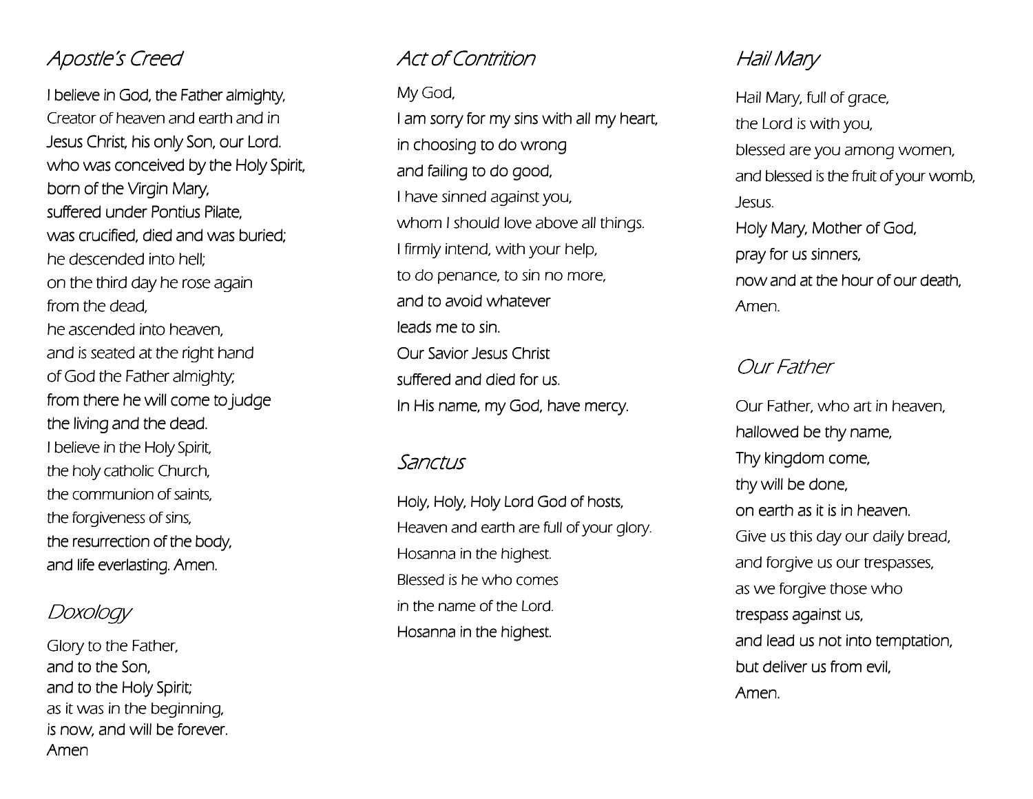## *Apostle's Creed*

I believe in God, the Father almighty,
Creator of heaven and earth and in
Jesus Christ, his only Son, our Lord.
who was conceived by the Holy Spirit,
born of the Virgin Mary,
suffered under Pontius Pilate,
was crucified, died and was buried;
he descended into hell;
on the third day he rose again
from the dead,
he ascended into heaven,
and is seated at the right hand
of God the Father almighty;
from there he will come to judge
the living and the dead.
I believe in the Holy Spirit,
the holy catholic Church,
the communion of saints,
the forgiveness of sins,
the resurrection of the body,
and life everlasting. Amen.

## *Doxology*

Glory to the Father,
and to the Son,
and to the Holy Spirit;
as it was in the beginning,
is now, and will be forever.
Amen

## *Act of Contrition*

My God,
I am sorry for my sins with all my heart,
in choosing to do wrong
and failing to do good,
I have sinned against you,
whom I should love above all things.
I firmly intend, with your help,
to do penance, to sin no more,
and to avoid whatever
leads me to sin.
Our Savior Jesus Christ
suffered and died for us.
In His name, my God, have mercy.

## *Sanctus*

Holy, Holy, Holy Lord God of hosts,
Heaven and earth are full of your glory.
Hosanna in the highest.
Blessed is he who comes
in the name of the Lord.
Hosanna in the highest.

## *Hail Mary*

Hail Mary, full of grace,
the Lord is with you,
blessed are you among women,
and blessed is the fruit of your womb,
Jesus.
Holy Mary, Mother of God,
pray for us sinners,
now and at the hour of our death,
Amen.

## *Our Father*

Our Father, who art in heaven,
hallowed be thy name,
Thy kingdom come,
thy will be done,
on earth as it is in heaven.
Give us this day our daily bread,
and forgive us our trespasses,
as we forgive those who
trespass against us,
and lead us not into temptation,
but deliver us from evil,
Amen.